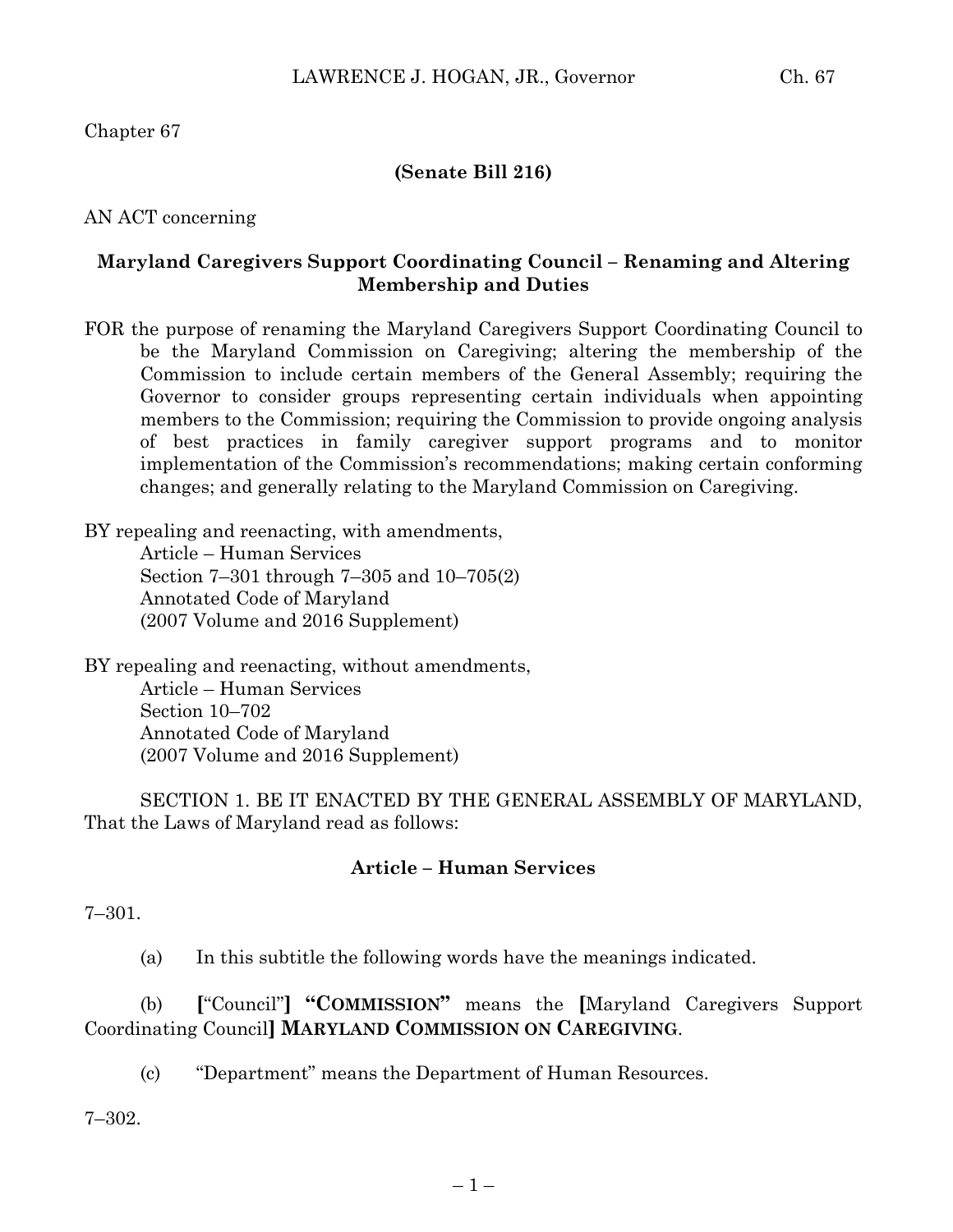Chapter 67

**(Senate Bill 216)**

AN ACT concerning

**Maryland Caregivers Support Coordinating Council – Renaming and Altering Membership and Duties**

FOR the purpose of renaming the Maryland Caregivers Support Coordinating Council to be the Maryland Commission on Caregiving; altering the membership of the Commission to include certain members of the General Assembly; requiring the Governor to consider groups representing certain individuals when appointing members to the Commission; requiring the Commission to provide ongoing analysis of best practices in family caregiver support programs and to monitor implementation of the Commission's recommendations; making certain conforming changes; and generally relating to the Maryland Commission on Caregiving.

BY repealing and reenacting, with amendments,
Article – Human Services
Section 7–301 through 7–305 and 10–705(2)
Annotated Code of Maryland
(2007 Volume and 2016 Supplement)

BY repealing and reenacting, without amendments,
Article – Human Services
Section 10–702
Annotated Code of Maryland
(2007 Volume and 2016 Supplement)

SECTION 1. BE IT ENACTED BY THE GENERAL ASSEMBLY OF MARYLAND, That the Laws of Maryland read as follows:

**Article – Human Services**

7–301.

(a) In this subtitle the following words have the meanings indicated.

(b) **[**"Council"**]** **"COMMISSION"** means the **[**Maryland Caregivers Support Coordinating Council**]** **MARYLAND COMMISSION ON CAREGIVING**.

(c) "Department" means the Department of Human Resources.

7–302.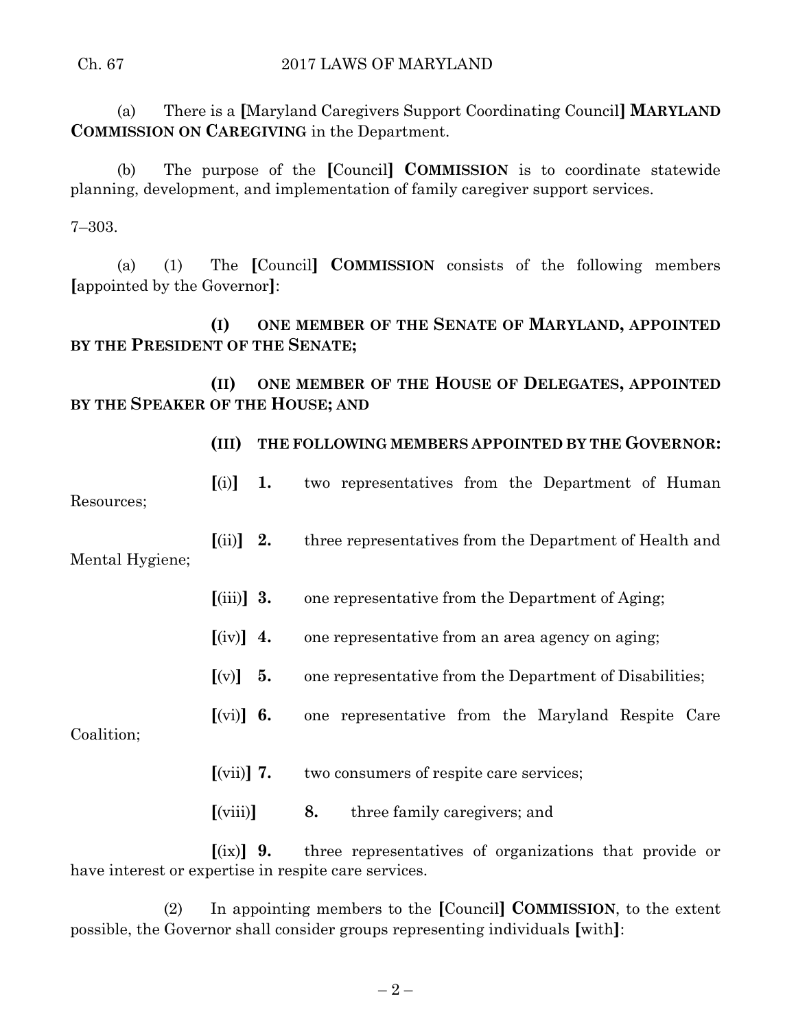(a) There is a [Maryland Caregivers Support Coordinating Council] **MARYLAND COMMISSION ON CAREGIVING** in the Department.

(b) The purpose of the [Council] **COMMISSION** is to coordinate statewide planning, development, and implementation of family caregiver support services.

7–303.

(a) (1) The [Council] **COMMISSION** consists of the following members [appointed by the Governor]:

**(I) ONE MEMBER OF THE SENATE OF MARYLAND, APPOINTED BY THE PRESIDENT OF THE SENATE;**

**(II) ONE MEMBER OF THE HOUSE OF DELEGATES, APPOINTED BY THE SPEAKER OF THE HOUSE; AND**

**(III) THE FOLLOWING MEMBERS APPOINTED BY THE GOVERNOR:**

[(i)] **1.** two representatives from the Department of Human Resources;

[(ii)] **2.** three representatives from the Department of Health and Mental Hygiene;

[(iii)] **3.** one representative from the Department of Aging;

[(iv)] **4.** one representative from an area agency on aging;

[(v)] **5.** one representative from the Department of Disabilities;

[(vi)] **6.** one representative from the Maryland Respite Care Coalition;

[(vii)] **7.** two consumers of respite care services;

[(viii)] **8.** three family caregivers; and

[(ix)] **9.** three representatives of organizations that provide or have interest or expertise in respite care services.

(2) In appointing members to the [Council] **COMMISSION**, to the extent possible, the Governor shall consider groups representing individuals [with]: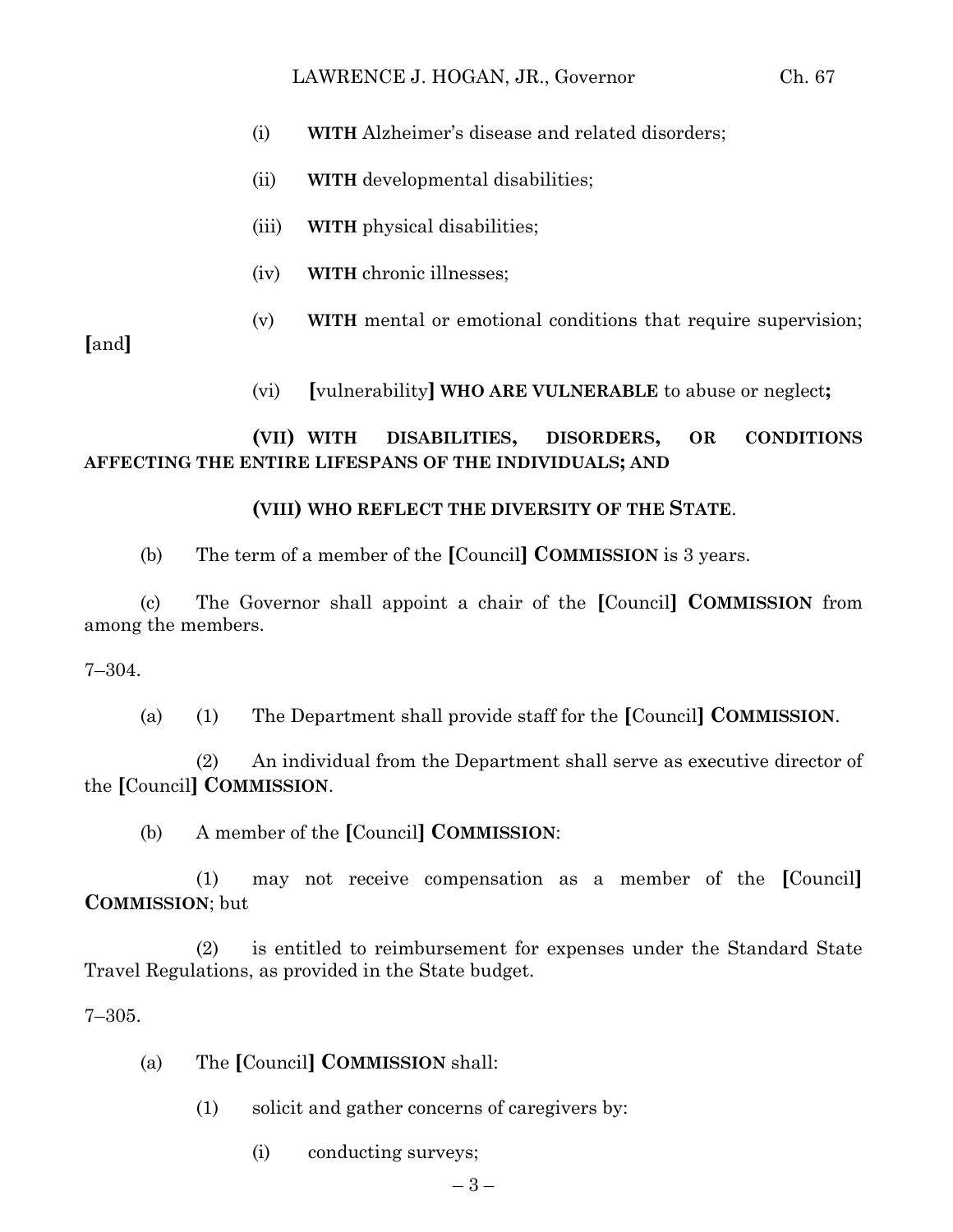(i) **WITH** Alzheimer's disease and related disorders;

(ii) **WITH** developmental disabilities;

(iii) **WITH** physical disabilities;

(iv) **WITH** chronic illnesses;

(v) **WITH** mental or emotional conditions that require supervision; **[**and**]**

(vi) **[**vulnerability**]** **WHO ARE VULNERABLE** to abuse or neglect**;**

**(VII) WITH DISABILITIES, DISORDERS, OR CONDITIONS AFFECTING THE ENTIRE LIFESPANS OF THE INDIVIDUALS; AND**

**(VIII) WHO REFLECT THE DIVERSITY OF THE STATE**.

(b) The term of a member of the **[**Council**]** **COMMISSION** is 3 years.

(c) The Governor shall appoint a chair of the **[**Council**]** **COMMISSION** from among the members.

7–304.

(a) (1) The Department shall provide staff for the **[**Council**]** **COMMISSION**.

(2) An individual from the Department shall serve as executive director of the **[**Council**]** **COMMISSION**.

(b) A member of the **[**Council**]** **COMMISSION**:

(1) may not receive compensation as a member of the **[**Council**]** **COMMISSION**; but

(2) is entitled to reimbursement for expenses under the Standard State Travel Regulations, as provided in the State budget.

7–305.

(a) The **[**Council**]** **COMMISSION** shall:

(1) solicit and gather concerns of caregivers by:

(i) conducting surveys;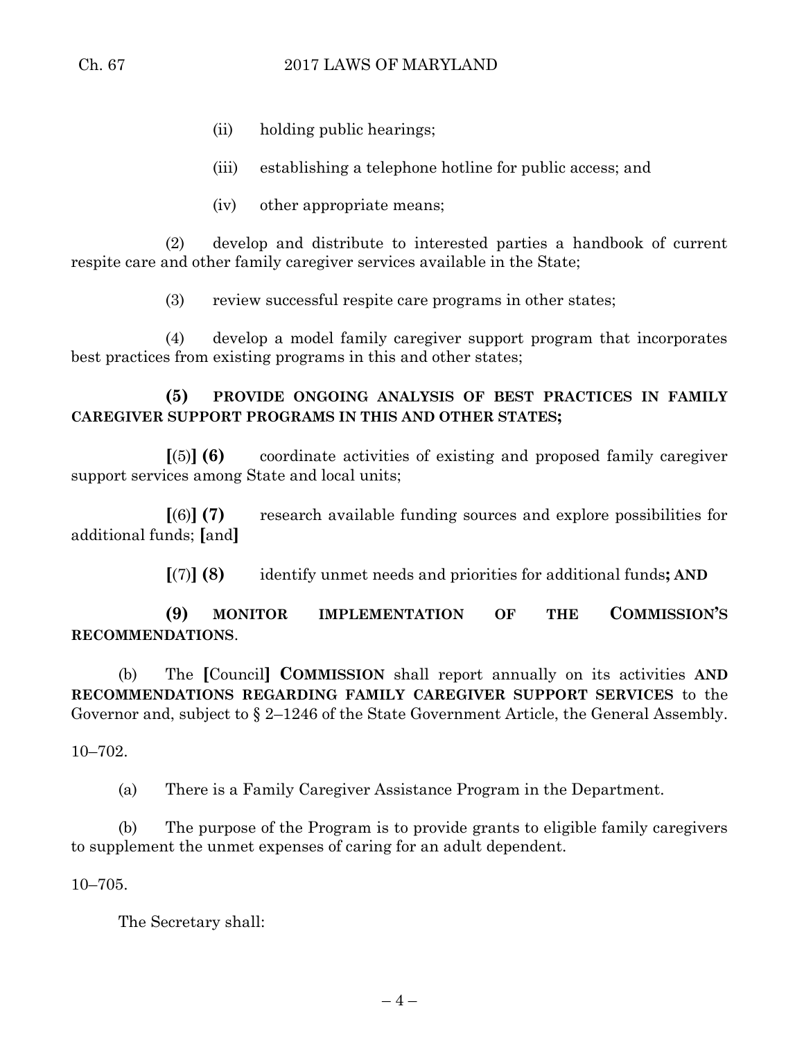(ii) holding public hearings;

(iii) establishing a telephone hotline for public access; and

(iv) other appropriate means;

(2) develop and distribute to interested parties a handbook of current respite care and other family caregiver services available in the State;

(3) review successful respite care programs in other states;

(4) develop a model family caregiver support program that incorporates best practices from existing programs in this and other states;

**(5) PROVIDE ONGOING ANALYSIS OF BEST PRACTICES IN FAMILY CAREGIVER SUPPORT PROGRAMS IN THIS AND OTHER STATES;**

**[**(5)**] (6)** coordinate activities of existing and proposed family caregiver support services among State and local units;

**[**(6)**] (7)** research available funding sources and explore possibilities for additional funds; **[**and**]**

**[**(7)**] (8)** identify unmet needs and priorities for additional funds**; AND**

**(9) MONITOR IMPLEMENTATION OF THE COMMISSION'S RECOMMENDATIONS**.

(b) The **[**Council**] COMMISSION** shall report annually on its activities **AND RECOMMENDATIONS REGARDING FAMILY CAREGIVER SUPPORT SERVICES** to the Governor and, subject to § 2–1246 of the State Government Article, the General Assembly.

10–702.

(a) There is a Family Caregiver Assistance Program in the Department.

(b) The purpose of the Program is to provide grants to eligible family caregivers to supplement the unmet expenses of caring for an adult dependent.

10–705.

The Secretary shall: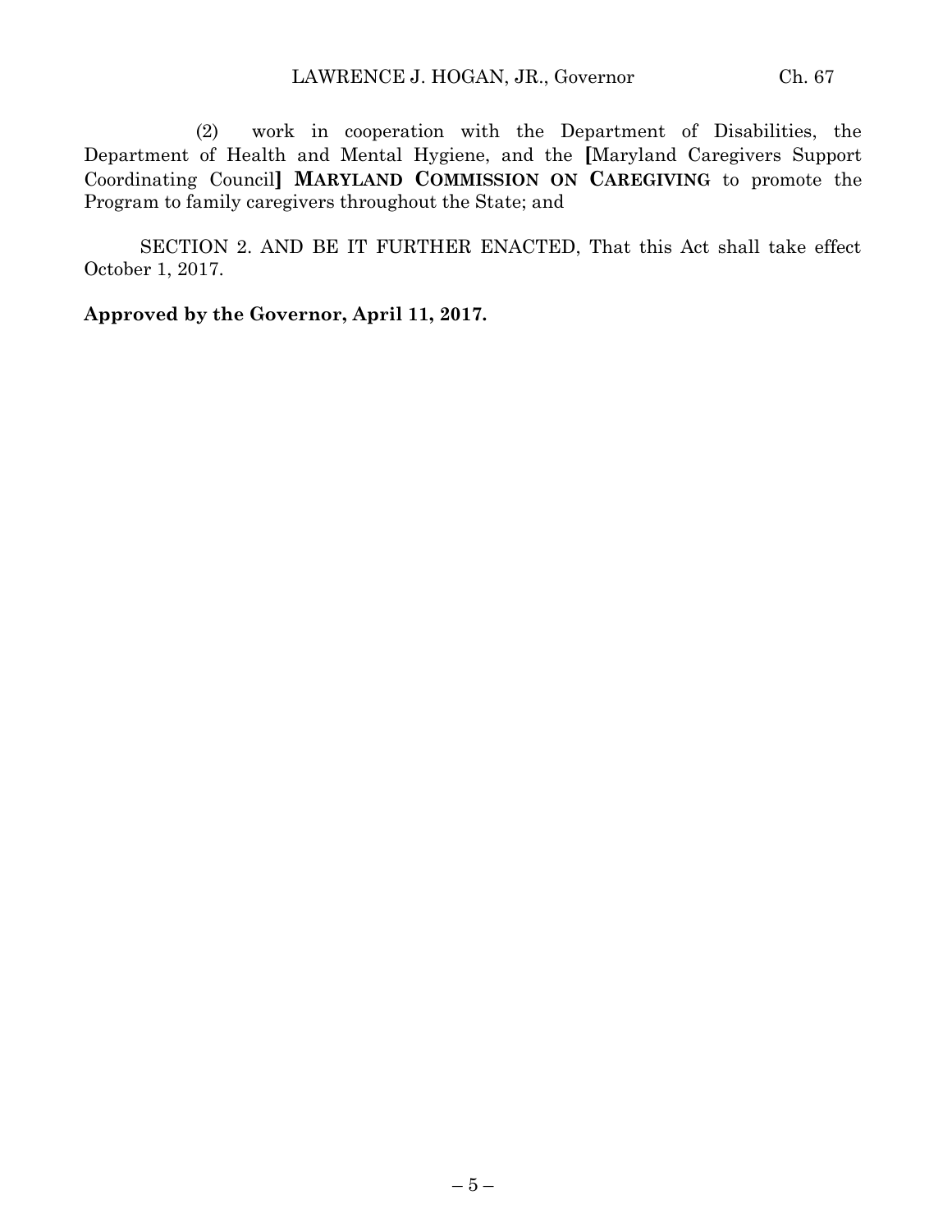(2) work in cooperation with the Department of Disabilities, the Department of Health and Mental Hygiene, and the **[**Maryland Caregivers Support Coordinating Council**]** **MARYLAND COMMISSION ON CAREGIVING** to promote the Program to family caregivers throughout the State; and

SECTION 2. AND BE IT FURTHER ENACTED, That this Act shall take effect October 1, 2017.

**Approved by the Governor, April 11, 2017.**